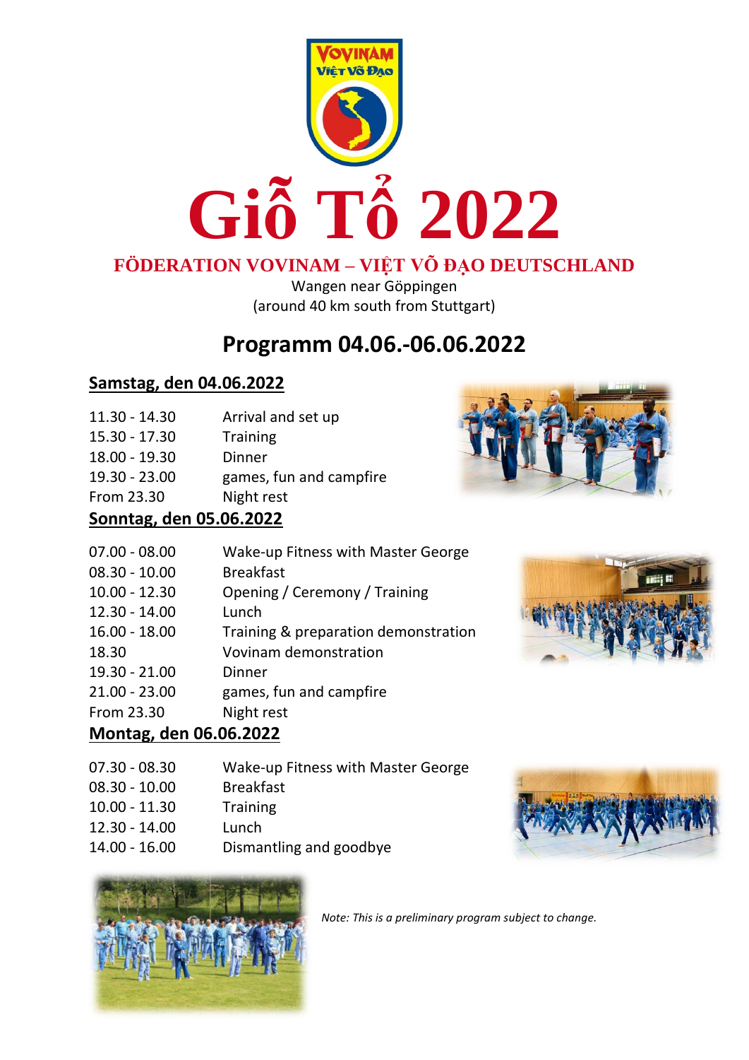# Giỗ Tổ 2022

## FÖDERATION VOVINAM – VIỆT VÕ ĐẠO DEUTSCHLAND

Wangen near Göppingen
(around 40 km south from Stuttgart)

## Programm 04.06.-06.06.2022

### Samstag, den 04.06.2022

| | |
|---|---|
| 11.30 - 14.30 | Arrival and set up |
| 15.30 - 17.30 | Training |
| 18.00 - 19.30 | Dinner |
| 19.30 - 23.00 | games, fun and campfire |
| From 23.30 | Night rest |

### Sonntag, den 05.06.2022

| | |
|---|---|
| 07.00 - 08.00 | Wake-up Fitness with Master George |
| 08.30 - 10.00 | Breakfast |
| 10.00 - 12.30 | Opening / Ceremony / Training |
| 12.30 - 14.00 | Lunch |
| 16.00 - 18.00 | Training & preparation demonstration |
| 18.30 | Vovinam demonstration |
| 19.30 - 21.00 | Dinner |
| 21.00 - 23.00 | games, fun and campfire |
| From 23.30 | Night rest |

### Montag, den 06.06.2022

| | |
|---|---|
| 07.30 - 08.30 | Wake-up Fitness with Master George |
| 08.30 - 10.00 | Breakfast |
| 10.00 - 11.30 | Training |
| 12.30 - 14.00 | Lunch |
| 14.00 - 16.00 | Dismantling and goodbye |

*Note: This is a preliminary program subject to change.*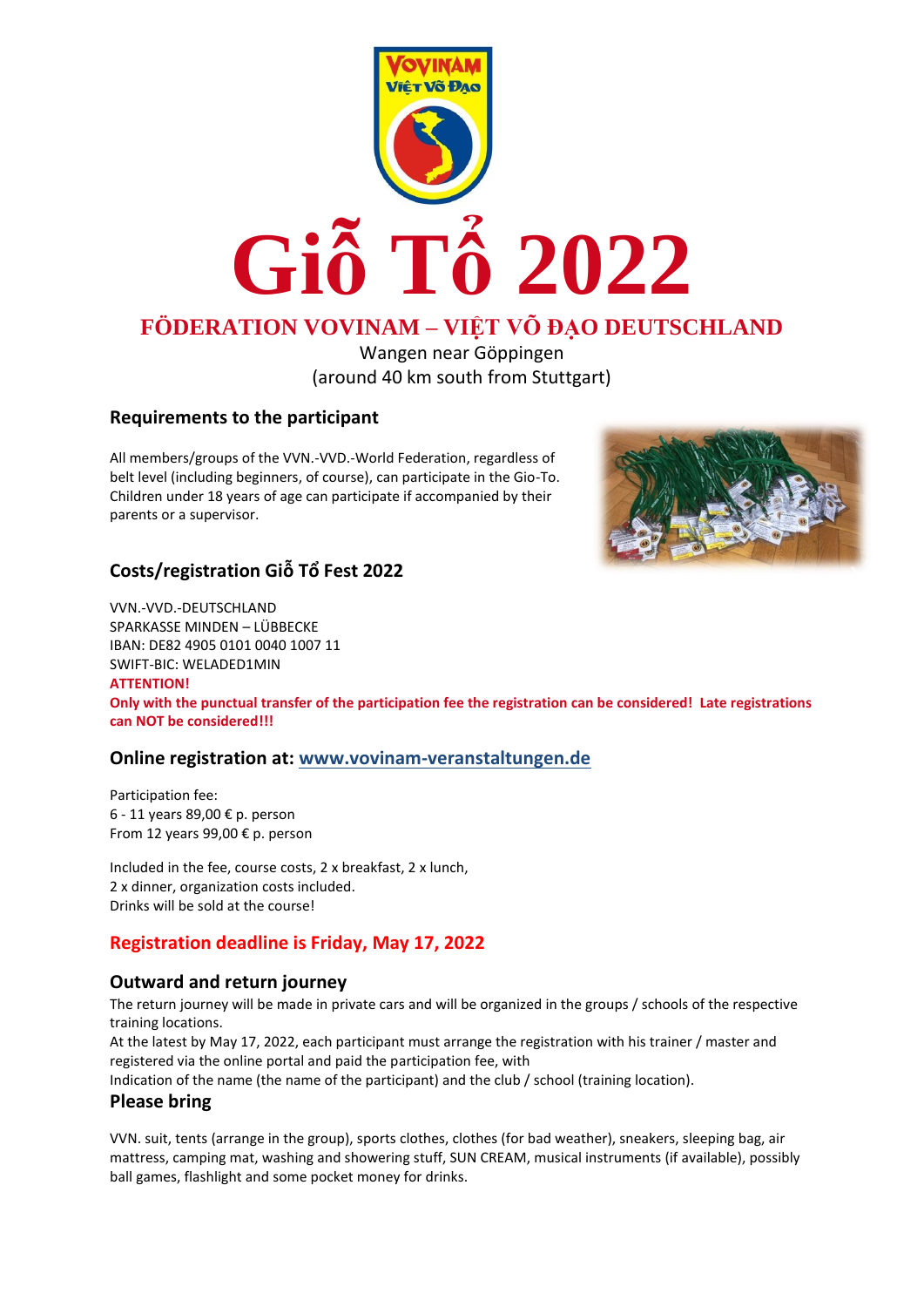# Giỗ Tổ 2022

## FÖDERATION VOVINAM – VIỆT VÕ ĐẠO DEUTSCHLAND

Wangen near Göppingen
(around 40 km south from Stuttgart)

### Requirements to the participant

All members/groups of the VVN.-VVD.-World Federation, regardless of belt level (including beginners, of course), can participate in the Gio-To. Children under 18 years of age can participate if accompanied by their parents or a supervisor.

### Costs/registration Giỗ Tổ Fest 2022

VVN.-VVD.-DEUTSCHLAND
SPARKASSE MINDEN – LÜBBECKE
IBAN: DE82 4905 0101 0040 1007 11
SWIFT-BIC: WELADED1MIN
**ATTENTION!**
**Only with the punctual transfer of the participation fee the registration can be considered! Late registrations can NOT be considered!!!**

### Online registration at: www.vovinam-veranstaltungen.de

Participation fee:
6 - 11 years 89,00 € p. person
From 12 years 99,00 € p. person

Included in the fee, course costs, 2 x breakfast, 2 x lunch,
2 x dinner, organization costs included.
Drinks will be sold at the course!

### Registration deadline is Friday, May 17, 2022

### Outward and return journey

The return journey will be made in private cars and will be organized in the groups / schools of the respective training locations.
At the latest by May 17, 2022, each participant must arrange the registration with his trainer / master and registered via the online portal and paid the participation fee, with
Indication of the name (the name of the participant) and the club / school (training location).

### Please bring

VVN. suit, tents (arrange in the group), sports clothes, clothes (for bad weather), sneakers, sleeping bag, air mattress, camping mat, washing and showering stuff, SUN CREAM, musical instruments (if available), possibly ball games, flashlight and some pocket money for drinks.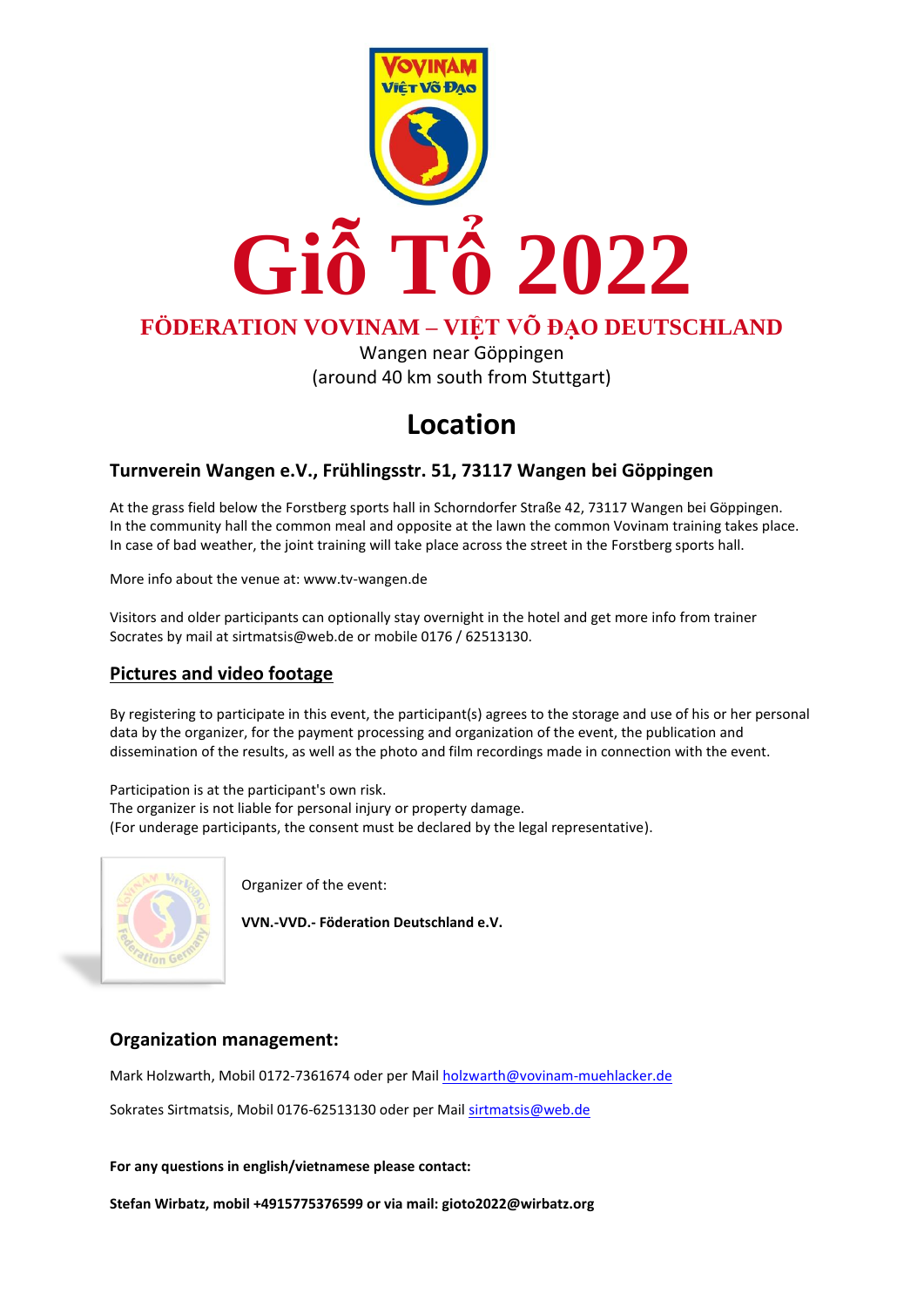# Giỗ Tổ 2022

## FÖDERATION VOVINAM – VIỆT VÕ ĐẠO DEUTSCHLAND

Wangen near Göppingen
(around 40 km south from Stuttgart)

## Location

### Turnverein Wangen e.V., Frühlingsstr. 51, 73117 Wangen bei Göppingen

At the grass field below the Forstberg sports hall in Schorndorfer Straße 42, 73117 Wangen bei Göppingen.
In the community hall the common meal and opposite at the lawn the common Vovinam training takes place.
In case of bad weather, the joint training will take place across the street in the Forstberg sports hall.

More info about the venue at: www.tv-wangen.de

Visitors and older participants can optionally stay overnight in the hotel and get more info from trainer Socrates by mail at sirtmatsis@web.de or mobile 0176 / 62513130.

### Pictures and video footage

By registering to participate in this event, the participant(s) agrees to the storage and use of his or her personal data by the organizer, for the payment processing and organization of the event, the publication and dissemination of the results, as well as the photo and film recordings made in connection with the event.

Participation is at the participant's own risk.
The organizer is not liable for personal injury or property damage.
(For underage participants, the consent must be declared by the legal representative).

Organizer of the event:

**VVN.-VVD.- Föderation Deutschland e.V.**

### Organization management:

Mark Holzwarth, Mobil 0172-7361674 oder per Mail holzwarth@vovinam-muehlacker.de

Sokrates Sirtmatsis, Mobil 0176-62513130 oder per Mail sirtmatsis@web.de

**For any questions in english/vietnamese please contact:**

**Stefan Wirbatz, mobil +4915775376599 or via mail: gioto2022@wirbatz.org**